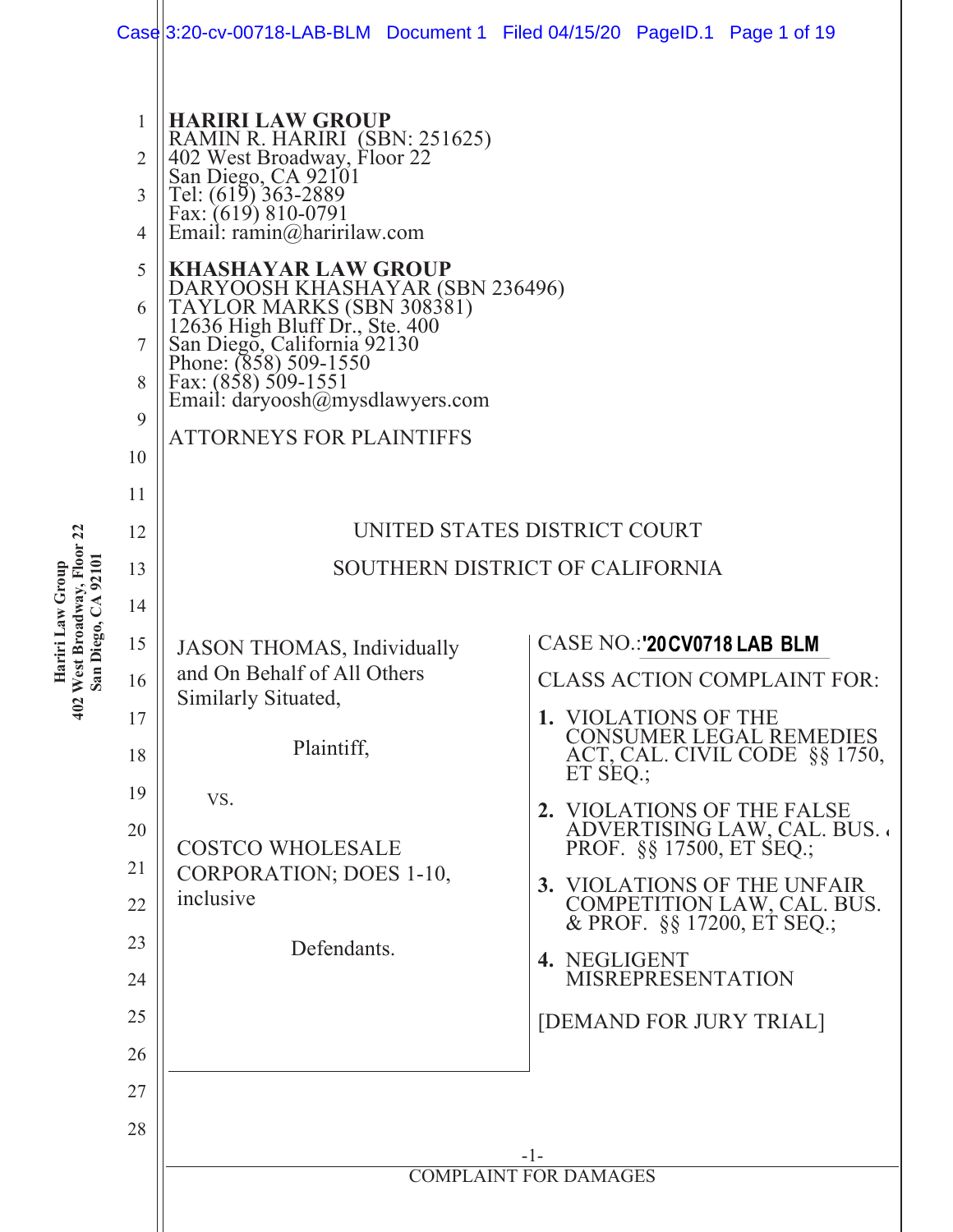**HARIRI LAW GROUP**
RAMIN R. HARIRI (SBN: 251625)
402 West Broadway, Floor 22
San Diego, CA 92101
Tel: (619) 363-2889
Fax: (619) 810-0791
Email: ramin@haririlaw.com

**KHASHAYAR LAW GROUP**
DARYOOSH KHASHAYAR (SBN 236496)
TAYLOR MARKS (SBN 308381)
12636 High Bluff Dr., Ste. 400
San Diego, California 92130
Phone: (858) 509-1550
Fax: (858) 509-1551
Email: daryoosh@mysdlawyers.com

ATTORNEYS FOR PLAINTIFFS

UNITED STATES DISTRICT COURT

SOUTHERN DISTRICT OF CALIFORNIA

JASON THOMAS, Individually and On Behalf of All Others Similarly Situated,

Plaintiff,

vs.

COSTCO WHOLESALE CORPORATION; DOES 1-10, inclusive

Defendants.

CASE NO.: '20CV0718 LAB BLM

CLASS ACTION COMPLAINT FOR:

1. VIOLATIONS OF THE CONSUMER LEGAL REMEDIES ACT, CAL. CIVIL CODE §§ 1750, ET SEQ.;
2. VIOLATIONS OF THE FALSE ADVERTISING LAW, CAL. BUS. & PROF. §§ 17500, ET SEQ.;
3. VIOLATIONS OF THE UNFAIR COMPETITION LAW, CAL. BUS. & PROF. §§ 17200, ET SEQ.;
4. NEGLIGENT MISREPRESENTATION

[DEMAND FOR JURY TRIAL]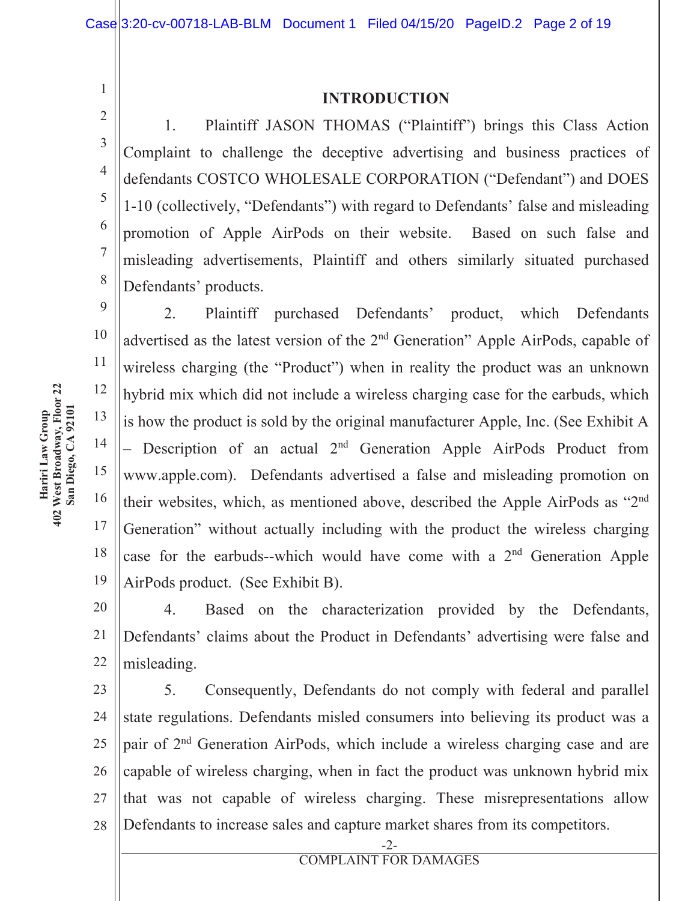## INTRODUCTION

1. Plaintiff JASON THOMAS ("Plaintiff") brings this Class Action Complaint to challenge the deceptive advertising and business practices of defendants COSTCO WHOLESALE CORPORATION ("Defendant") and DOES 1-10 (collectively, "Defendants") with regard to Defendants' false and misleading promotion of Apple AirPods on their website. Based on such false and misleading advertisements, Plaintiff and others similarly situated purchased Defendants' products.

2. Plaintiff purchased Defendants' product, which Defendants advertised as the latest version of the 2nd Generation" Apple AirPods, capable of wireless charging (the "Product") when in reality the product was an unknown hybrid mix which did not include a wireless charging case for the earbuds, which is how the product is sold by the original manufacturer Apple, Inc. (See Exhibit A – Description of an actual 2nd Generation Apple AirPods Product from www.apple.com). Defendants advertised a false and misleading promotion on their websites, which, as mentioned above, described the Apple AirPods as "2nd Generation" without actually including with the product the wireless charging case for the earbuds--which would have come with a 2nd Generation Apple AirPods product. (See Exhibit B).

4. Based on the characterization provided by the Defendants, Defendants' claims about the Product in Defendants' advertising were false and misleading.

5. Consequently, Defendants do not comply with federal and parallel state regulations. Defendants misled consumers into believing its product was a pair of 2nd Generation AirPods, which include a wireless charging case and are capable of wireless charging, when in fact the product was unknown hybrid mix that was not capable of wireless charging. These misrepresentations allow Defendants to increase sales and capture market shares from its competitors.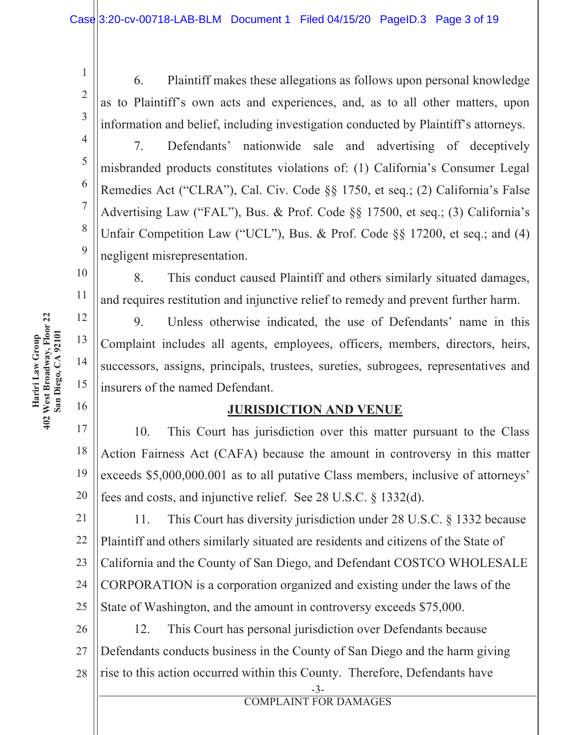6. Plaintiff makes these allegations as follows upon personal knowledge as to Plaintiff's own acts and experiences, and, as to all other matters, upon information and belief, including investigation conducted by Plaintiff's attorneys.

7. Defendants' nationwide sale and advertising of deceptively misbranded products constitutes violations of: (1) California's Consumer Legal Remedies Act ("CLRA"), Cal. Civ. Code §§ 1750, et seq.; (2) California's False Advertising Law ("FAL"), Bus. & Prof. Code §§ 17500, et seq.; (3) California's Unfair Competition Law ("UCL"), Bus. & Prof. Code §§ 17200, et seq.; and (4) negligent misrepresentation.

8. This conduct caused Plaintiff and others similarly situated damages, and requires restitution and injunctive relief to remedy and prevent further harm.

9. Unless otherwise indicated, the use of Defendants' name in this Complaint includes all agents, employees, officers, members, directors, heirs, successors, assigns, principals, trustees, sureties, subrogees, representatives and insurers of the named Defendant.

## JURISDICTION AND VENUE

10. This Court has jurisdiction over this matter pursuant to the Class Action Fairness Act (CAFA) because the amount in controversy in this matter exceeds $5,000,000.001 as to all putative Class members, inclusive of attorneys' fees and costs, and injunctive relief. See 28 U.S.C. § 1332(d).

11. This Court has diversity jurisdiction under 28 U.S.C. § 1332 because Plaintiff and others similarly situated are residents and citizens of the State of California and the County of San Diego, and Defendant COSTCO WHOLESALE CORPORATION is a corporation organized and existing under the laws of the State of Washington, and the amount in controversy exceeds $75,000.

12. This Court has personal jurisdiction over Defendants because Defendants conducts business in the County of San Diego and the harm giving rise to this action occurred within this County. Therefore, Defendants have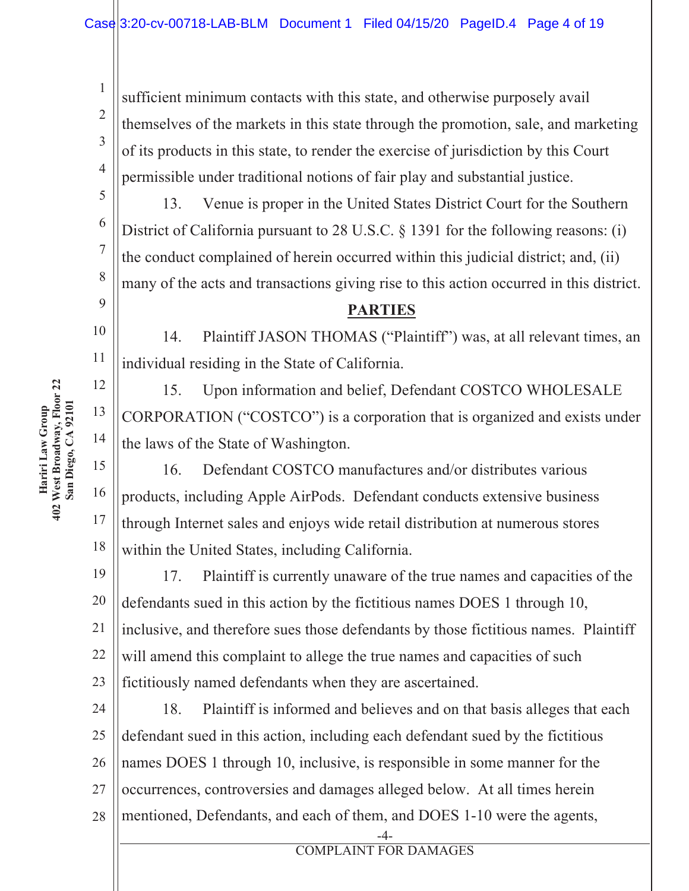sufficient minimum contacts with this state, and otherwise purposely avail themselves of the markets in this state through the promotion, sale, and marketing of its products in this state, to render the exercise of jurisdiction by this Court permissible under traditional notions of fair play and substantial justice.

13. Venue is proper in the United States District Court for the Southern District of California pursuant to 28 U.S.C. § 1391 for the following reasons: (i) the conduct complained of herein occurred within this judicial district; and, (ii) many of the acts and transactions giving rise to this action occurred in this district.

## PARTIES

14. Plaintiff JASON THOMAS ("Plaintiff") was, at all relevant times, an individual residing in the State of California.

15. Upon information and belief, Defendant COSTCO WHOLESALE CORPORATION ("COSTCO") is a corporation that is organized and exists under the laws of the State of Washington.

16. Defendant COSTCO manufactures and/or distributes various products, including Apple AirPods. Defendant conducts extensive business through Internet sales and enjoys wide retail distribution at numerous stores within the United States, including California.

17. Plaintiff is currently unaware of the true names and capacities of the defendants sued in this action by the fictitious names DOES 1 through 10, inclusive, and therefore sues those defendants by those fictitious names. Plaintiff will amend this complaint to allege the true names and capacities of such fictitiously named defendants when they are ascertained.

18. Plaintiff is informed and believes and on that basis alleges that each defendant sued in this action, including each defendant sued by the fictitious names DOES 1 through 10, inclusive, is responsible in some manner for the occurrences, controversies and damages alleged below. At all times herein mentioned, Defendants, and each of them, and DOES 1-10 were the agents,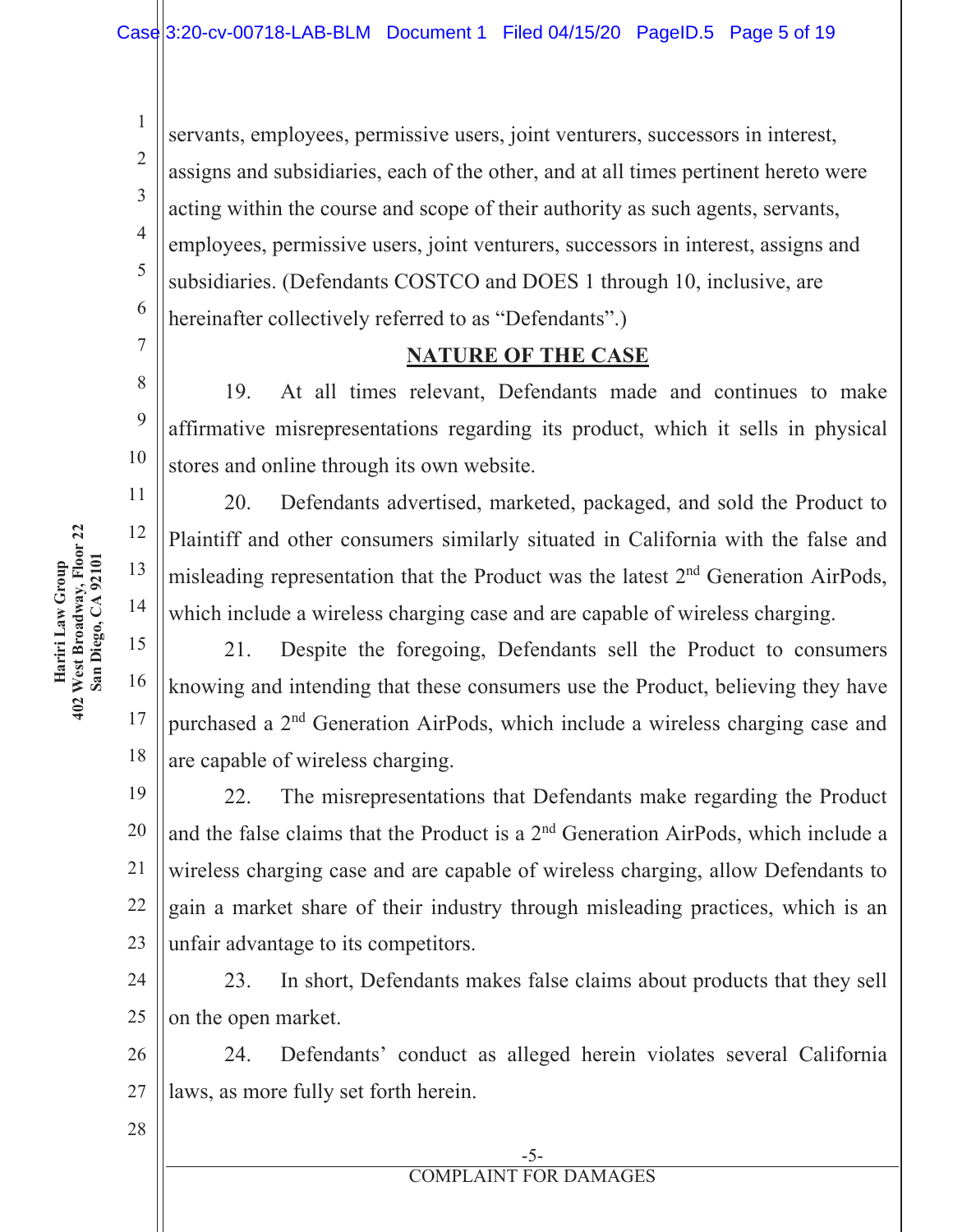servants, employees, permissive users, joint venturers, successors in interest, assigns and subsidiaries, each of the other, and at all times pertinent hereto were acting within the course and scope of their authority as such agents, servants, employees, permissive users, joint venturers, successors in interest, assigns and subsidiaries. (Defendants COSTCO and DOES 1 through 10, inclusive, are hereinafter collectively referred to as "Defendants".)

## NATURE OF THE CASE

19. At all times relevant, Defendants made and continues to make affirmative misrepresentations regarding its product, which it sells in physical stores and online through its own website.

20. Defendants advertised, marketed, packaged, and sold the Product to Plaintiff and other consumers similarly situated in California with the false and misleading representation that the Product was the latest 2nd Generation AirPods, which include a wireless charging case and are capable of wireless charging.

21. Despite the foregoing, Defendants sell the Product to consumers knowing and intending that these consumers use the Product, believing they have purchased a 2nd Generation AirPods, which include a wireless charging case and are capable of wireless charging.

22. The misrepresentations that Defendants make regarding the Product and the false claims that the Product is a 2nd Generation AirPods, which include a wireless charging case and are capable of wireless charging, allow Defendants to gain a market share of their industry through misleading practices, which is an unfair advantage to its competitors.

23. In short, Defendants makes false claims about products that they sell on the open market.

24. Defendants' conduct as alleged herein violates several California laws, as more fully set forth herein.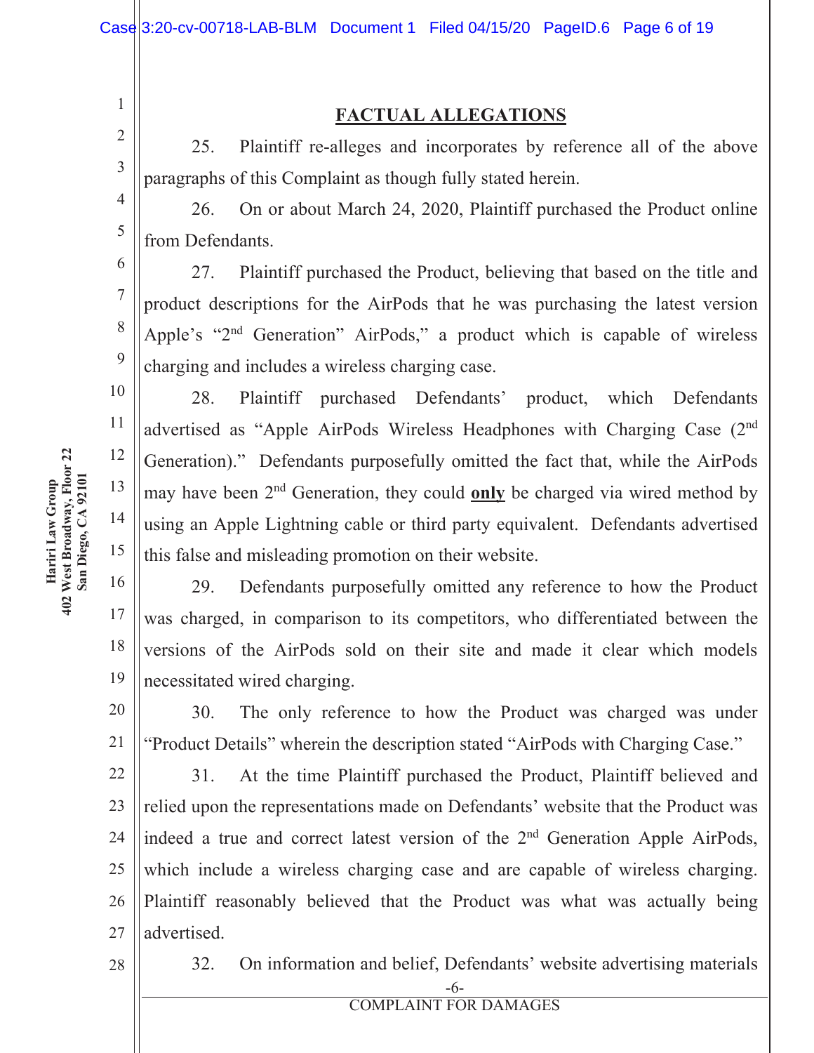## FACTUAL ALLEGATIONS

25. Plaintiff re-alleges and incorporates by reference all of the above paragraphs of this Complaint as though fully stated herein.

26. On or about March 24, 2020, Plaintiff purchased the Product online from Defendants.

27. Plaintiff purchased the Product, believing that based on the title and product descriptions for the AirPods that he was purchasing the latest version Apple's "2nd Generation" AirPods," a product which is capable of wireless charging and includes a wireless charging case.

28. Plaintiff purchased Defendants' product, which Defendants advertised as "Apple AirPods Wireless Headphones with Charging Case (2nd Generation)." Defendants purposefully omitted the fact that, while the AirPods may have been 2nd Generation, they could **only** be charged via wired method by using an Apple Lightning cable or third party equivalent. Defendants advertised this false and misleading promotion on their website.

29. Defendants purposefully omitted any reference to how the Product was charged, in comparison to its competitors, who differentiated between the versions of the AirPods sold on their site and made it clear which models necessitated wired charging.

30. The only reference to how the Product was charged was under "Product Details" wherein the description stated "AirPods with Charging Case."

31. At the time Plaintiff purchased the Product, Plaintiff believed and relied upon the representations made on Defendants' website that the Product was indeed a true and correct latest version of the 2nd Generation Apple AirPods, which include a wireless charging case and are capable of wireless charging. Plaintiff reasonably believed that the Product was what was actually being advertised.

32. On information and belief, Defendants' website advertising materials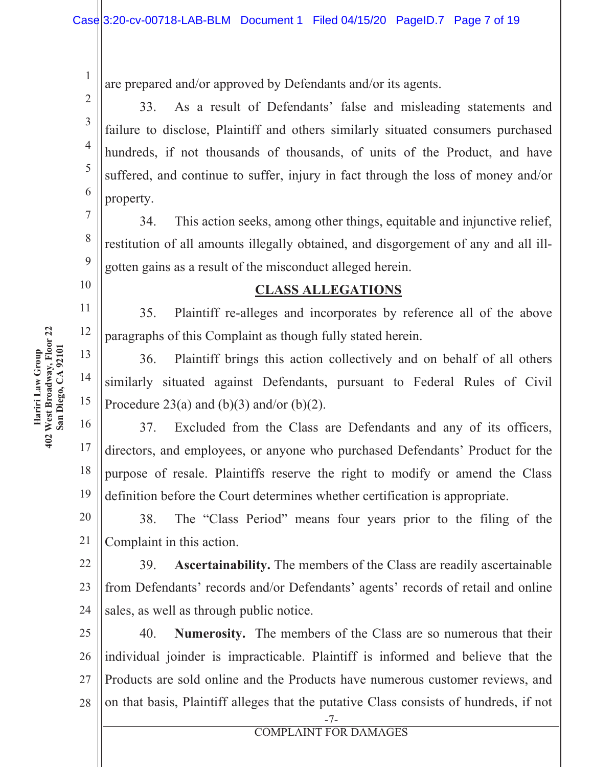are prepared and/or approved by Defendants and/or its agents.

33. As a result of Defendants' false and misleading statements and failure to disclose, Plaintiff and others similarly situated consumers purchased hundreds, if not thousands of thousands, of units of the Product, and have suffered, and continue to suffer, injury in fact through the loss of money and/or property.

34. This action seeks, among other things, equitable and injunctive relief, restitution of all amounts illegally obtained, and disgorgement of any and all ill-gotten gains as a result of the misconduct alleged herein.

## CLASS ALLEGATIONS

35. Plaintiff re-alleges and incorporates by reference all of the above paragraphs of this Complaint as though fully stated herein.

36. Plaintiff brings this action collectively and on behalf of all others similarly situated against Defendants, pursuant to Federal Rules of Civil Procedure 23(a) and (b)(3) and/or (b)(2).

37. Excluded from the Class are Defendants and any of its officers, directors, and employees, or anyone who purchased Defendants' Product for the purpose of resale. Plaintiffs reserve the right to modify or amend the Class definition before the Court determines whether certification is appropriate.

38. The "Class Period" means four years prior to the filing of the Complaint in this action.

39. **Ascertainability.** The members of the Class are readily ascertainable from Defendants' records and/or Defendants' agents' records of retail and online sales, as well as through public notice.

40. **Numerosity.** The members of the Class are so numerous that their individual joinder is impracticable. Plaintiff is informed and believe that the Products are sold online and the Products have numerous customer reviews, and on that basis, Plaintiff alleges that the putative Class consists of hundreds, if not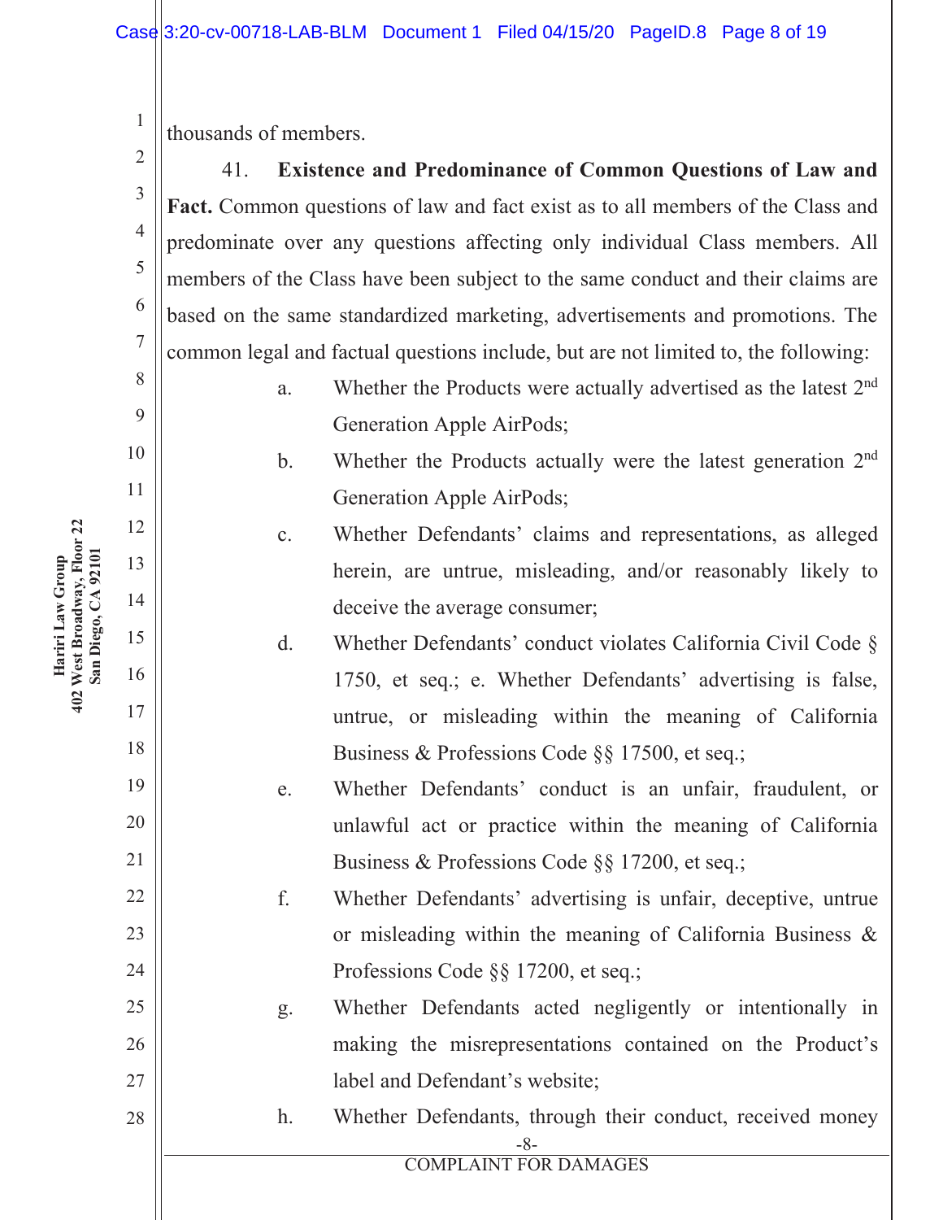thousands of members.

41. **Existence and Predominance of Common Questions of Law and Fact.** Common questions of law and fact exist as to all members of the Class and predominate over any questions affecting only individual Class members. All members of the Class have been subject to the same conduct and their claims are based on the same standardized marketing, advertisements and promotions. The common legal and factual questions include, but are not limited to, the following:

a. Whether the Products were actually advertised as the latest 2nd Generation Apple AirPods;

b. Whether the Products actually were the latest generation 2nd Generation Apple AirPods;

c. Whether Defendants' claims and representations, as alleged herein, are untrue, misleading, and/or reasonably likely to deceive the average consumer;

d. Whether Defendants' conduct violates California Civil Code § 1750, et seq.; e. Whether Defendants' advertising is false, untrue, or misleading within the meaning of California Business & Professions Code §§ 17500, et seq.;

e. Whether Defendants' conduct is an unfair, fraudulent, or unlawful act or practice within the meaning of California Business & Professions Code §§ 17200, et seq.;

f. Whether Defendants' advertising is unfair, deceptive, untrue or misleading within the meaning of California Business & Professions Code §§ 17200, et seq.;

g. Whether Defendants acted negligently or intentionally in making the misrepresentations contained on the Product's label and Defendant's website;

h. Whether Defendants, through their conduct, received money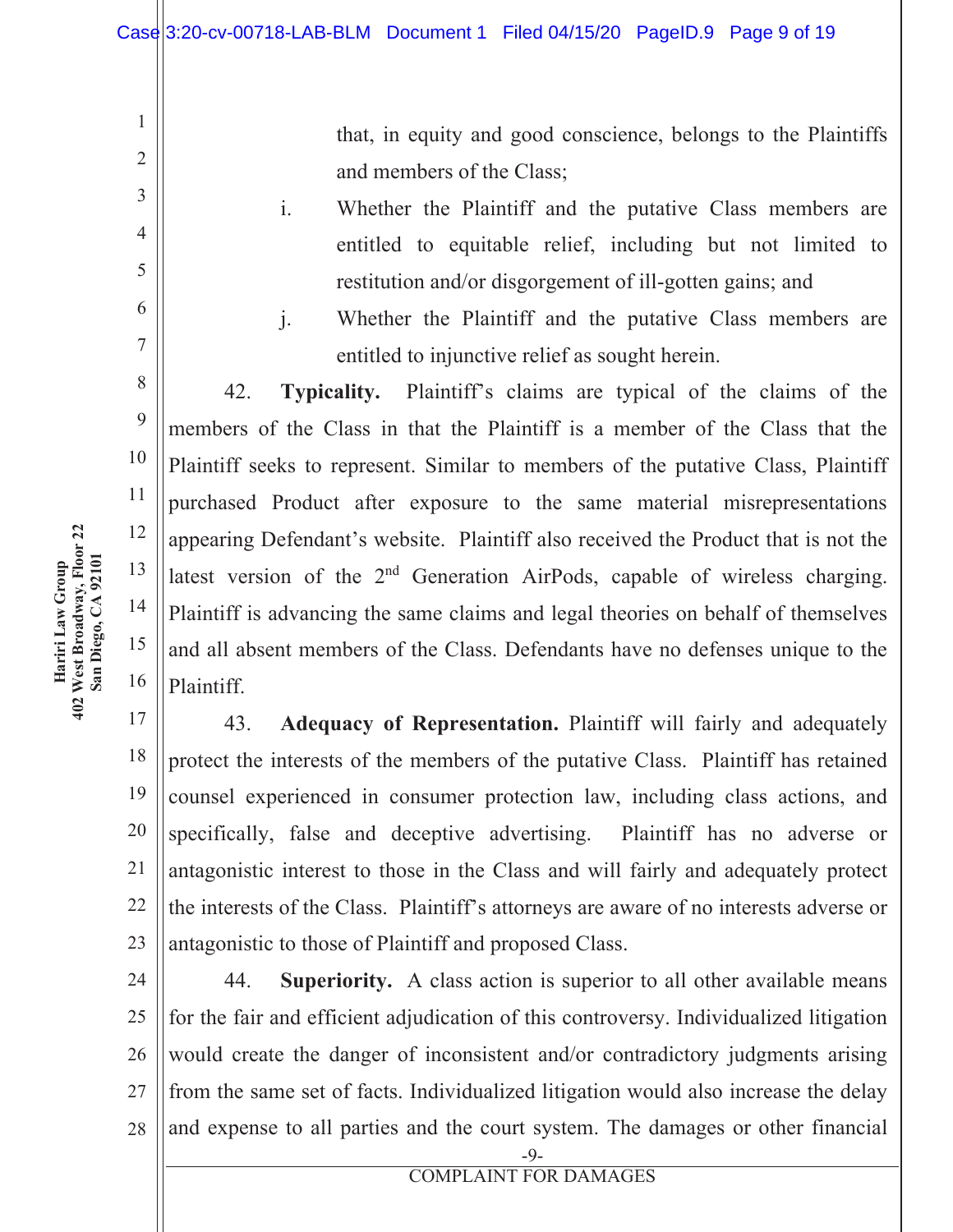that, in equity and good conscience, belongs to the Plaintiffs and members of the Class;

i. Whether the Plaintiff and the putative Class members are entitled to equitable relief, including but not limited to restitution and/or disgorgement of ill-gotten gains; and

j. Whether the Plaintiff and the putative Class members are entitled to injunctive relief as sought herein.

42. **Typicality.** Plaintiff's claims are typical of the claims of the members of the Class in that the Plaintiff is a member of the Class that the Plaintiff seeks to represent. Similar to members of the putative Class, Plaintiff purchased Product after exposure to the same material misrepresentations appearing Defendant's website. Plaintiff also received the Product that is not the latest version of the 2nd Generation AirPods, capable of wireless charging. Plaintiff is advancing the same claims and legal theories on behalf of themselves and all absent members of the Class. Defendants have no defenses unique to the Plaintiff.

43. **Adequacy of Representation.** Plaintiff will fairly and adequately protect the interests of the members of the putative Class. Plaintiff has retained counsel experienced in consumer protection law, including class actions, and specifically, false and deceptive advertising. Plaintiff has no adverse or antagonistic interest to those in the Class and will fairly and adequately protect the interests of the Class. Plaintiff's attorneys are aware of no interests adverse or antagonistic to those of Plaintiff and proposed Class.

44. **Superiority.** A class action is superior to all other available means for the fair and efficient adjudication of this controversy. Individualized litigation would create the danger of inconsistent and/or contradictory judgments arising from the same set of facts. Individualized litigation would also increase the delay and expense to all parties and the court system. The damages or other financial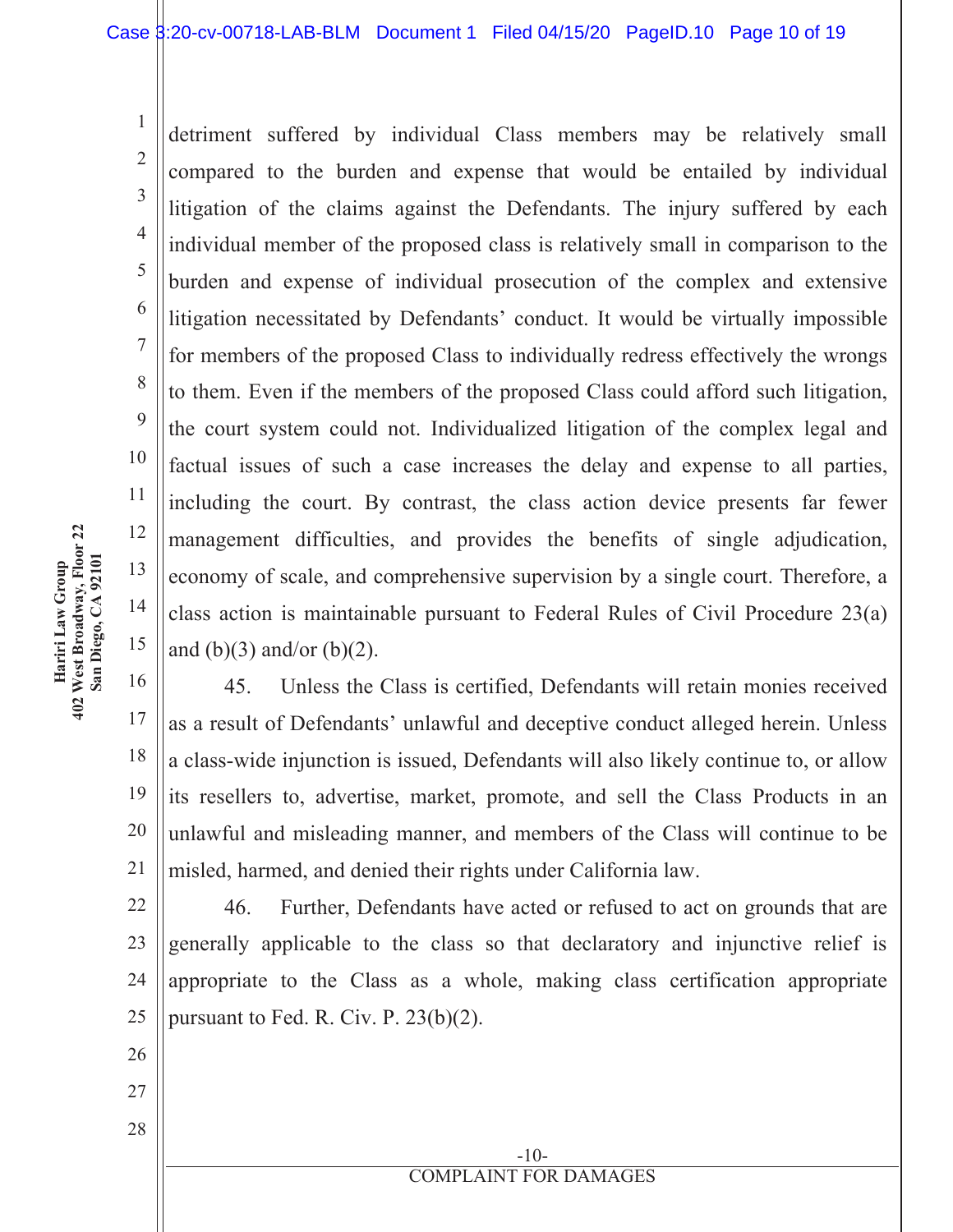detriment suffered by individual Class members may be relatively small compared to the burden and expense that would be entailed by individual litigation of the claims against the Defendants. The injury suffered by each individual member of the proposed class is relatively small in comparison to the burden and expense of individual prosecution of the complex and extensive litigation necessitated by Defendants' conduct. It would be virtually impossible for members of the proposed Class to individually redress effectively the wrongs to them. Even if the members of the proposed Class could afford such litigation, the court system could not. Individualized litigation of the complex legal and factual issues of such a case increases the delay and expense to all parties, including the court. By contrast, the class action device presents far fewer management difficulties, and provides the benefits of single adjudication, economy of scale, and comprehensive supervision by a single court. Therefore, a class action is maintainable pursuant to Federal Rules of Civil Procedure 23(a) and (b)(3) and/or (b)(2).

45. Unless the Class is certified, Defendants will retain monies received as a result of Defendants' unlawful and deceptive conduct alleged herein. Unless a class-wide injunction is issued, Defendants will also likely continue to, or allow its resellers to, advertise, market, promote, and sell the Class Products in an unlawful and misleading manner, and members of the Class will continue to be misled, harmed, and denied their rights under California law.

46. Further, Defendants have acted or refused to act on grounds that are generally applicable to the class so that declaratory and injunctive relief is appropriate to the Class as a whole, making class certification appropriate pursuant to Fed. R. Civ. P. 23(b)(2).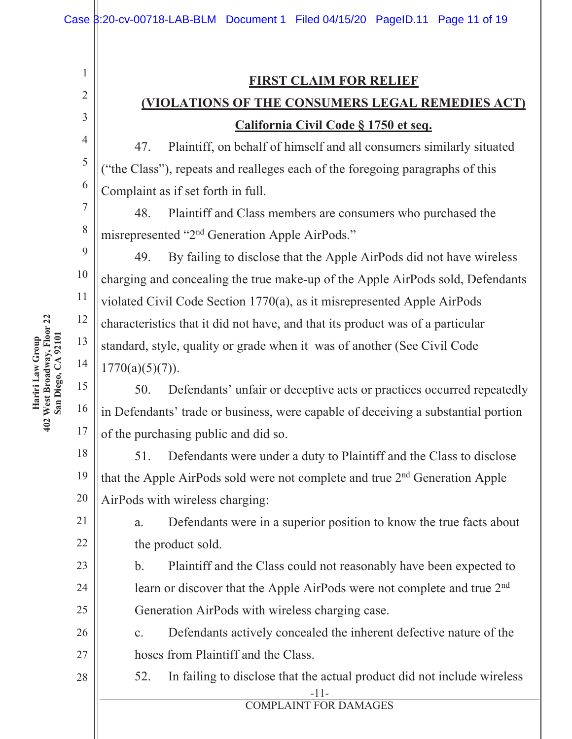## FIRST CLAIM FOR RELIEF

## (VIOLATIONS OF THE CONSUMERS LEGAL REMEDIES ACT)

## California Civil Code § 1750 et seq.

47. Plaintiff, on behalf of himself and all consumers similarly situated ("the Class"), repeats and realleges each of the foregoing paragraphs of this Complaint as if set forth in full.

48. Plaintiff and Class members are consumers who purchased the misrepresented "2nd Generation Apple AirPods."

49. By failing to disclose that the Apple AirPods did not have wireless charging and concealing the true make-up of the Apple AirPods sold, Defendants violated Civil Code Section 1770(a), as it misrepresented Apple AirPods characteristics that it did not have, and that its product was of a particular standard, style, quality or grade when it was of another (See Civil Code 1770(a)(5)(7)).

50. Defendants' unfair or deceptive acts or practices occurred repeatedly in Defendants' trade or business, were capable of deceiving a substantial portion of the purchasing public and did so.

51. Defendants were under a duty to Plaintiff and the Class to disclose that the Apple AirPods sold were not complete and true 2nd Generation Apple AirPods with wireless charging:

a. Defendants were in a superior position to know the true facts about the product sold.

b. Plaintiff and the Class could not reasonably have been expected to learn or discover that the Apple AirPods were not complete and true 2nd Generation AirPods with wireless charging case.

c. Defendants actively concealed the inherent defective nature of the hoses from Plaintiff and the Class.

52. In failing to disclose that the actual product did not include wireless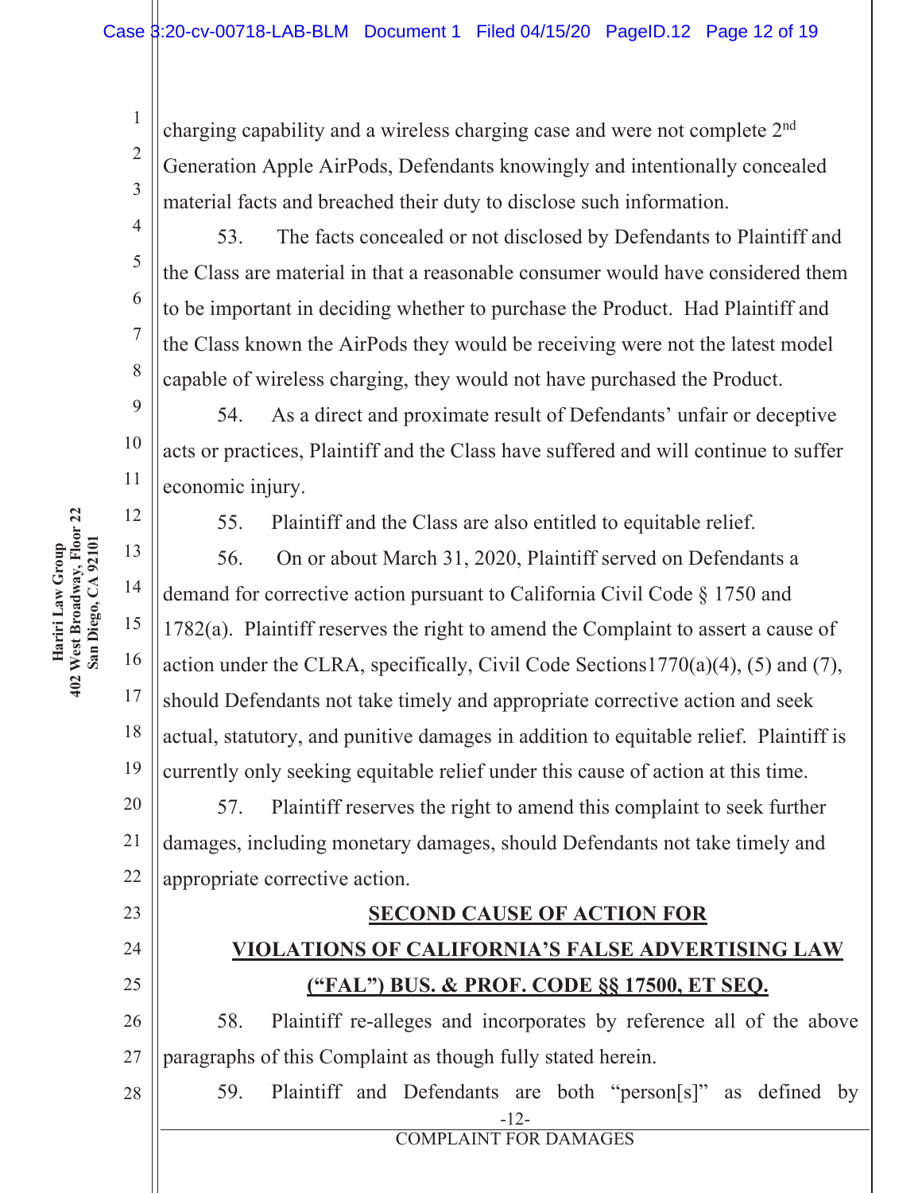charging capability and a wireless charging case and were not complete 2nd Generation Apple AirPods, Defendants knowingly and intentionally concealed material facts and breached their duty to disclose such information.

53. The facts concealed or not disclosed by Defendants to Plaintiff and the Class are material in that a reasonable consumer would have considered them to be important in deciding whether to purchase the Product. Had Plaintiff and the Class known the AirPods they would be receiving were not the latest model capable of wireless charging, they would not have purchased the Product.

54. As a direct and proximate result of Defendants' unfair or deceptive acts or practices, Plaintiff and the Class have suffered and will continue to suffer economic injury.

55. Plaintiff and the Class are also entitled to equitable relief.

56. On or about March 31, 2020, Plaintiff served on Defendants a demand for corrective action pursuant to California Civil Code § 1750 and 1782(a). Plaintiff reserves the right to amend the Complaint to assert a cause of action under the CLRA, specifically, Civil Code Sections1770(a)(4), (5) and (7), should Defendants not take timely and appropriate corrective action and seek actual, statutory, and punitive damages in addition to equitable relief. Plaintiff is currently only seeking equitable relief under this cause of action at this time.

57. Plaintiff reserves the right to amend this complaint to seek further damages, including monetary damages, should Defendants not take timely and appropriate corrective action.

## SECOND CAUSE OF ACTION FOR VIOLATIONS OF CALIFORNIA'S FALSE ADVERTISING LAW ("FAL") BUS. & PROF. CODE §§ 17500, ET SEQ.

58. Plaintiff re-alleges and incorporates by reference all of the above paragraphs of this Complaint as though fully stated herein.

59. Plaintiff and Defendants are both "person[s]" as defined by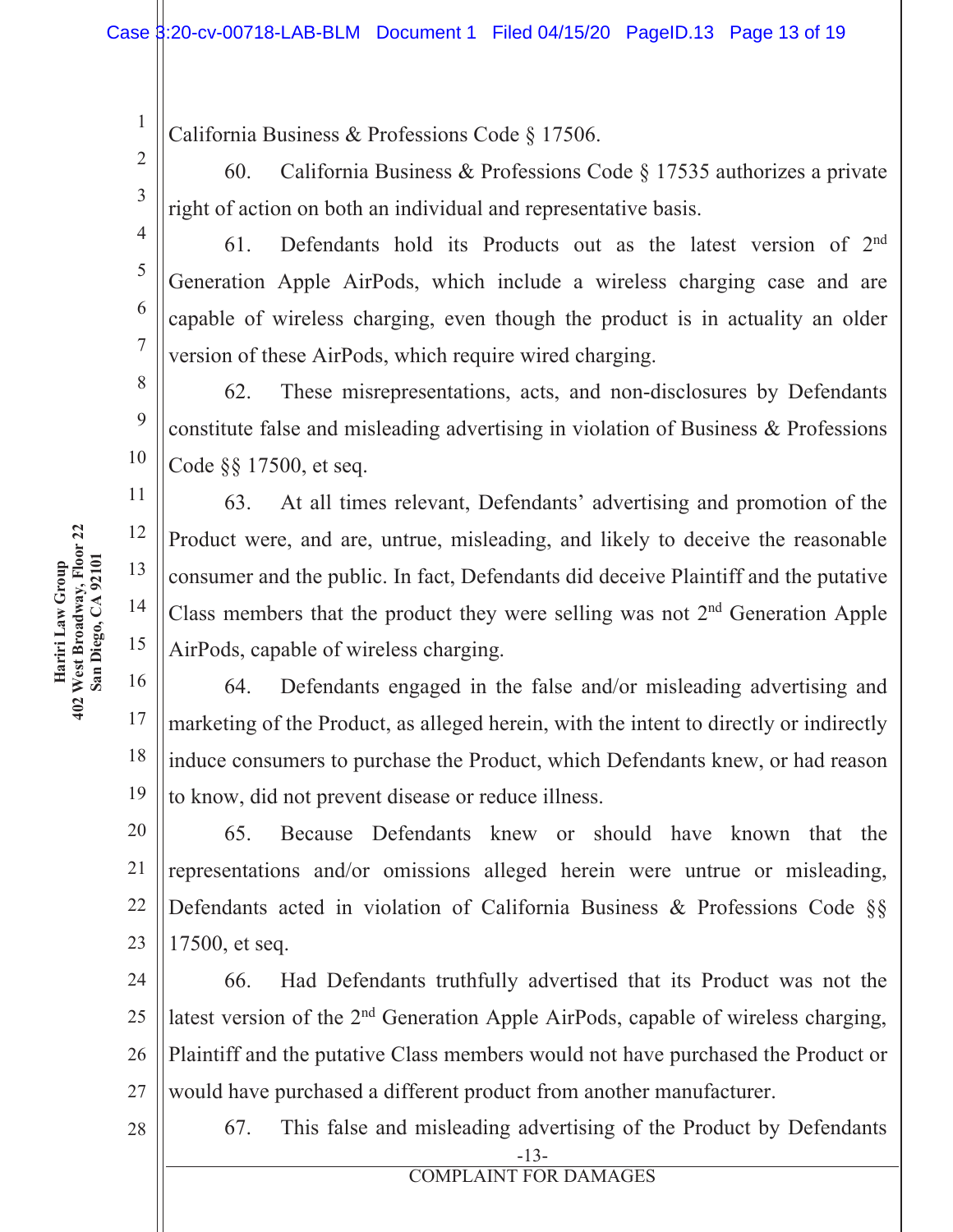California Business & Professions Code § 17506.

60. California Business & Professions Code § 17535 authorizes a private right of action on both an individual and representative basis.

61. Defendants hold its Products out as the latest version of 2nd Generation Apple AirPods, which include a wireless charging case and are capable of wireless charging, even though the product is in actuality an older version of these AirPods, which require wired charging.

62. These misrepresentations, acts, and non-disclosures by Defendants constitute false and misleading advertising in violation of Business & Professions Code §§ 17500, et seq.

63. At all times relevant, Defendants' advertising and promotion of the Product were, and are, untrue, misleading, and likely to deceive the reasonable consumer and the public. In fact, Defendants did deceive Plaintiff and the putative Class members that the product they were selling was not 2nd Generation Apple AirPods, capable of wireless charging.

64. Defendants engaged in the false and/or misleading advertising and marketing of the Product, as alleged herein, with the intent to directly or indirectly induce consumers to purchase the Product, which Defendants knew, or had reason to know, did not prevent disease or reduce illness.

65. Because Defendants knew or should have known that the representations and/or omissions alleged herein were untrue or misleading, Defendants acted in violation of California Business & Professions Code §§ 17500, et seq.

66. Had Defendants truthfully advertised that its Product was not the latest version of the 2nd Generation Apple AirPods, capable of wireless charging, Plaintiff and the putative Class members would not have purchased the Product or would have purchased a different product from another manufacturer.

67. This false and misleading advertising of the Product by Defendants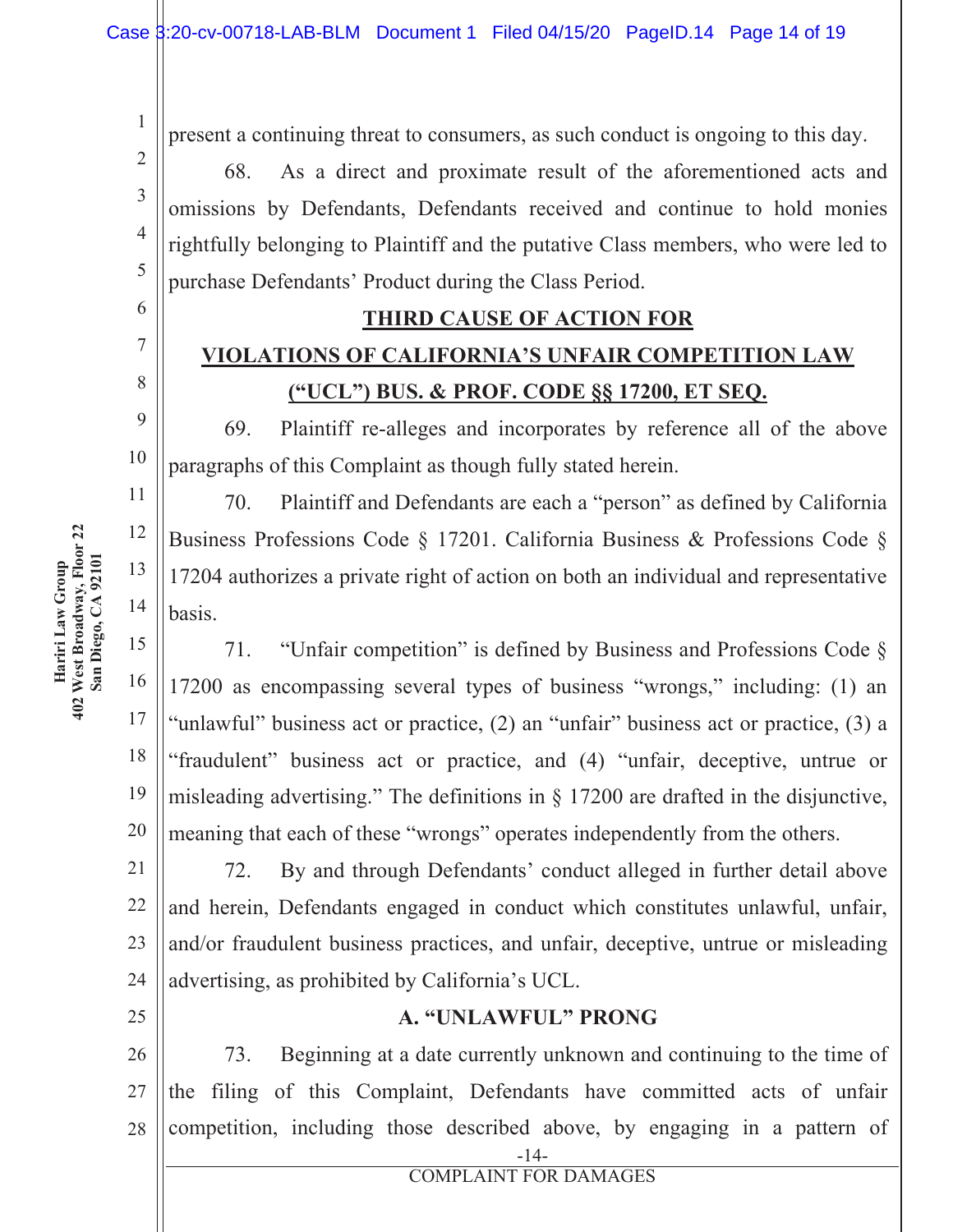present a continuing threat to consumers, as such conduct is ongoing to this day.

68. As a direct and proximate result of the aforementioned acts and omissions by Defendants, Defendants received and continue to hold monies rightfully belonging to Plaintiff and the putative Class members, who were led to purchase Defendants' Product during the Class Period.

## THIRD CAUSE OF ACTION FOR VIOLATIONS OF CALIFORNIA'S UNFAIR COMPETITION LAW ("UCL") BUS. & PROF. CODE §§ 17200, ET SEQ.

69. Plaintiff re-alleges and incorporates by reference all of the above paragraphs of this Complaint as though fully stated herein.

70. Plaintiff and Defendants are each a "person" as defined by California Business Professions Code § 17201. California Business & Professions Code § 17204 authorizes a private right of action on both an individual and representative basis.

71. "Unfair competition" is defined by Business and Professions Code § 17200 as encompassing several types of business "wrongs," including: (1) an "unlawful" business act or practice, (2) an "unfair" business act or practice, (3) a "fraudulent" business act or practice, and (4) "unfair, deceptive, untrue or misleading advertising." The definitions in § 17200 are drafted in the disjunctive, meaning that each of these "wrongs" operates independently from the others.

72. By and through Defendants' conduct alleged in further detail above and herein, Defendants engaged in conduct which constitutes unlawful, unfair, and/or fraudulent business practices, and unfair, deceptive, untrue or misleading advertising, as prohibited by California's UCL.

### A. "UNLAWFUL" PRONG

73. Beginning at a date currently unknown and continuing to the time of the filing of this Complaint, Defendants have committed acts of unfair competition, including those described above, by engaging in a pattern of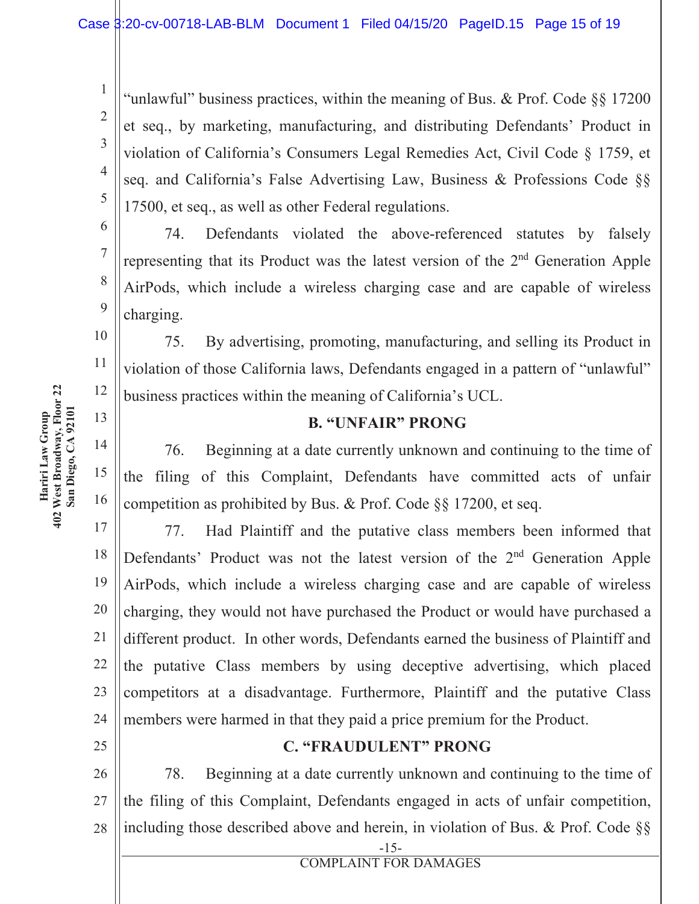"unlawful" business practices, within the meaning of Bus. & Prof. Code §§ 17200 et seq., by marketing, manufacturing, and distributing Defendants' Product in violation of California's Consumers Legal Remedies Act, Civil Code § 1759, et seq. and California's False Advertising Law, Business & Professions Code §§ 17500, et seq., as well as other Federal regulations.

74. Defendants violated the above-referenced statutes by falsely representing that its Product was the latest version of the 2nd Generation Apple AirPods, which include a wireless charging case and are capable of wireless charging.

75. By advertising, promoting, manufacturing, and selling its Product in violation of those California laws, Defendants engaged in a pattern of "unlawful" business practices within the meaning of California's UCL.

### B. "UNFAIR" PRONG

76. Beginning at a date currently unknown and continuing to the time of the filing of this Complaint, Defendants have committed acts of unfair competition as prohibited by Bus. & Prof. Code §§ 17200, et seq.

77. Had Plaintiff and the putative class members been informed that Defendants' Product was not the latest version of the 2nd Generation Apple AirPods, which include a wireless charging case and are capable of wireless charging, they would not have purchased the Product or would have purchased a different product. In other words, Defendants earned the business of Plaintiff and the putative Class members by using deceptive advertising, which placed competitors at a disadvantage. Furthermore, Plaintiff and the putative Class members were harmed in that they paid a price premium for the Product.

### C. "FRAUDULENT" PRONG

78. Beginning at a date currently unknown and continuing to the time of the filing of this Complaint, Defendants engaged in acts of unfair competition, including those described above and herein, in violation of Bus. & Prof. Code §§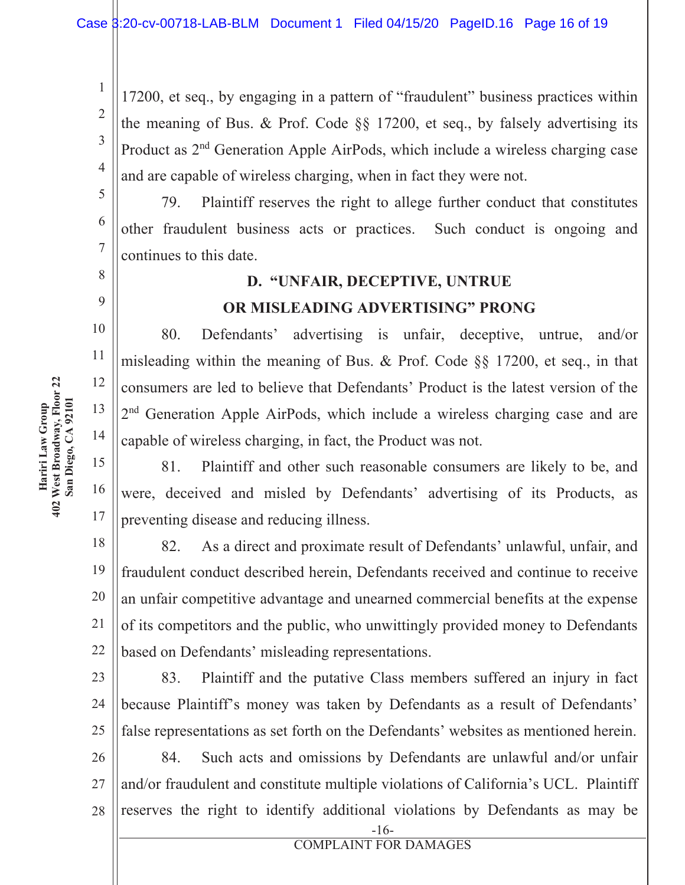17200, et seq., by engaging in a pattern of "fraudulent" business practices within the meaning of Bus. & Prof. Code §§ 17200, et seq., by falsely advertising its Product as 2nd Generation Apple AirPods, which include a wireless charging case and are capable of wireless charging, when in fact they were not.

79. Plaintiff reserves the right to allege further conduct that constitutes other fraudulent business acts or practices. Such conduct is ongoing and continues to this date.

### D. "UNFAIR, DECEPTIVE, UNTRUE OR MISLEADING ADVERTISING" PRONG

80. Defendants' advertising is unfair, deceptive, untrue, and/or misleading within the meaning of Bus. & Prof. Code §§ 17200, et seq., in that consumers are led to believe that Defendants' Product is the latest version of the 2nd Generation Apple AirPods, which include a wireless charging case and are capable of wireless charging, in fact, the Product was not.

81. Plaintiff and other such reasonable consumers are likely to be, and were, deceived and misled by Defendants' advertising of its Products, as preventing disease and reducing illness.

82. As a direct and proximate result of Defendants' unlawful, unfair, and fraudulent conduct described herein, Defendants received and continue to receive an unfair competitive advantage and unearned commercial benefits at the expense of its competitors and the public, who unwittingly provided money to Defendants based on Defendants' misleading representations.

83. Plaintiff and the putative Class members suffered an injury in fact because Plaintiff's money was taken by Defendants as a result of Defendants' false representations as set forth on the Defendants' websites as mentioned herein.

84. Such acts and omissions by Defendants are unlawful and/or unfair and/or fraudulent and constitute multiple violations of California's UCL. Plaintiff reserves the right to identify additional violations by Defendants as may be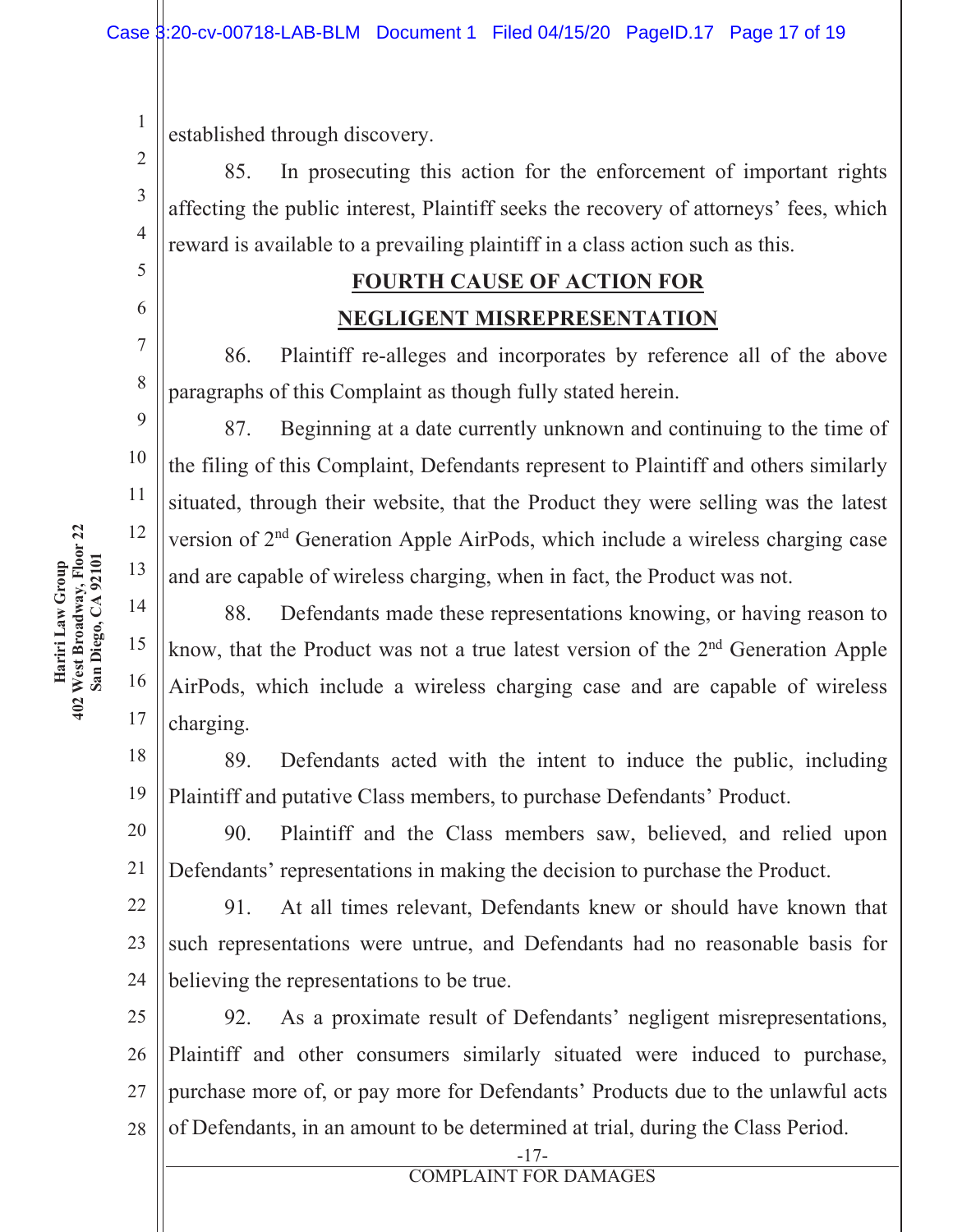established through discovery.

85. In prosecuting this action for the enforcement of important rights affecting the public interest, Plaintiff seeks the recovery of attorneys' fees, which reward is available to a prevailing plaintiff in a class action such as this.

## FOURTH CAUSE OF ACTION FOR NEGLIGENT MISREPRESENTATION

86. Plaintiff re-alleges and incorporates by reference all of the above paragraphs of this Complaint as though fully stated herein.

87. Beginning at a date currently unknown and continuing to the time of the filing of this Complaint, Defendants represent to Plaintiff and others similarly situated, through their website, that the Product they were selling was the latest version of 2nd Generation Apple AirPods, which include a wireless charging case and are capable of wireless charging, when in fact, the Product was not.

88. Defendants made these representations knowing, or having reason to know, that the Product was not a true latest version of the 2nd Generation Apple AirPods, which include a wireless charging case and are capable of wireless charging.

89. Defendants acted with the intent to induce the public, including Plaintiff and putative Class members, to purchase Defendants' Product.

90. Plaintiff and the Class members saw, believed, and relied upon Defendants' representations in making the decision to purchase the Product.

91. At all times relevant, Defendants knew or should have known that such representations were untrue, and Defendants had no reasonable basis for believing the representations to be true.

92. As a proximate result of Defendants' negligent misrepresentations, Plaintiff and other consumers similarly situated were induced to purchase, purchase more of, or pay more for Defendants' Products due to the unlawful acts of Defendants, in an amount to be determined at trial, during the Class Period.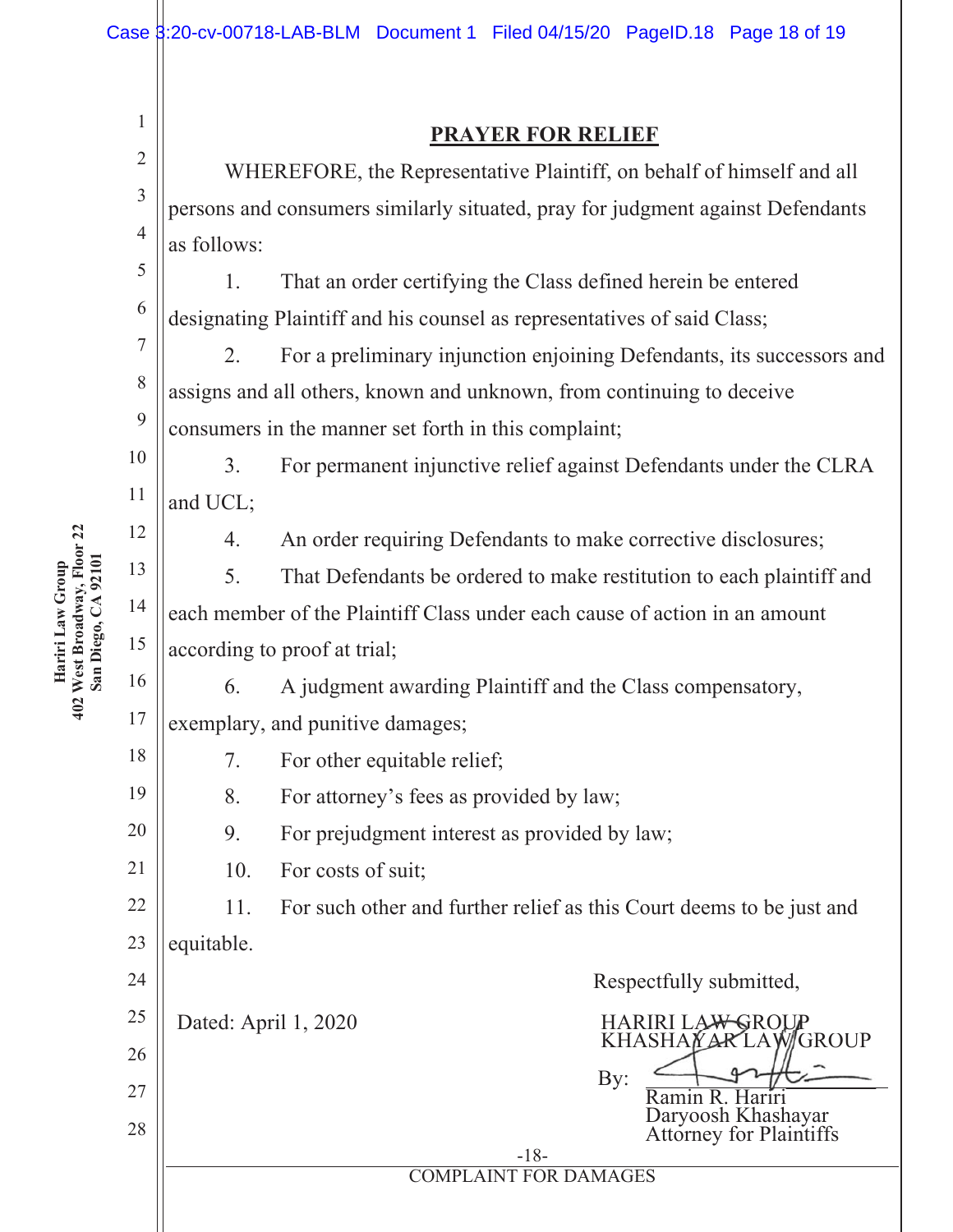## PRAYER FOR RELIEF

WHEREFORE, the Representative Plaintiff, on behalf of himself and all persons and consumers similarly situated, pray for judgment against Defendants as follows:

1. That an order certifying the Class defined herein be entered designating Plaintiff and his counsel as representatives of said Class;

2. For a preliminary injunction enjoining Defendants, its successors and assigns and all others, known and unknown, from continuing to deceive consumers in the manner set forth in this complaint;

3. For permanent injunctive relief against Defendants under the CLRA and UCL;

4. An order requiring Defendants to make corrective disclosures;

5. That Defendants be ordered to make restitution to each plaintiff and each member of the Plaintiff Class under each cause of action in an amount according to proof at trial;

6. A judgment awarding Plaintiff and the Class compensatory, exemplary, and punitive damages;

7. For other equitable relief;

8. For attorney's fees as provided by law;

9. For prejudgment interest as provided by law;

10. For costs of suit;

11. For such other and further relief as this Court deems to be just and equitable.

Respectfully submitted,

Dated: April 1, 2020

HARIRI LAW GROUP
KHASHAYAR LAW GROUP

By: ______________________
Ramin R. Hariri
Daryoosh Khashayar
Attorney for Plaintiffs

COMPLAINT FOR DAMAGES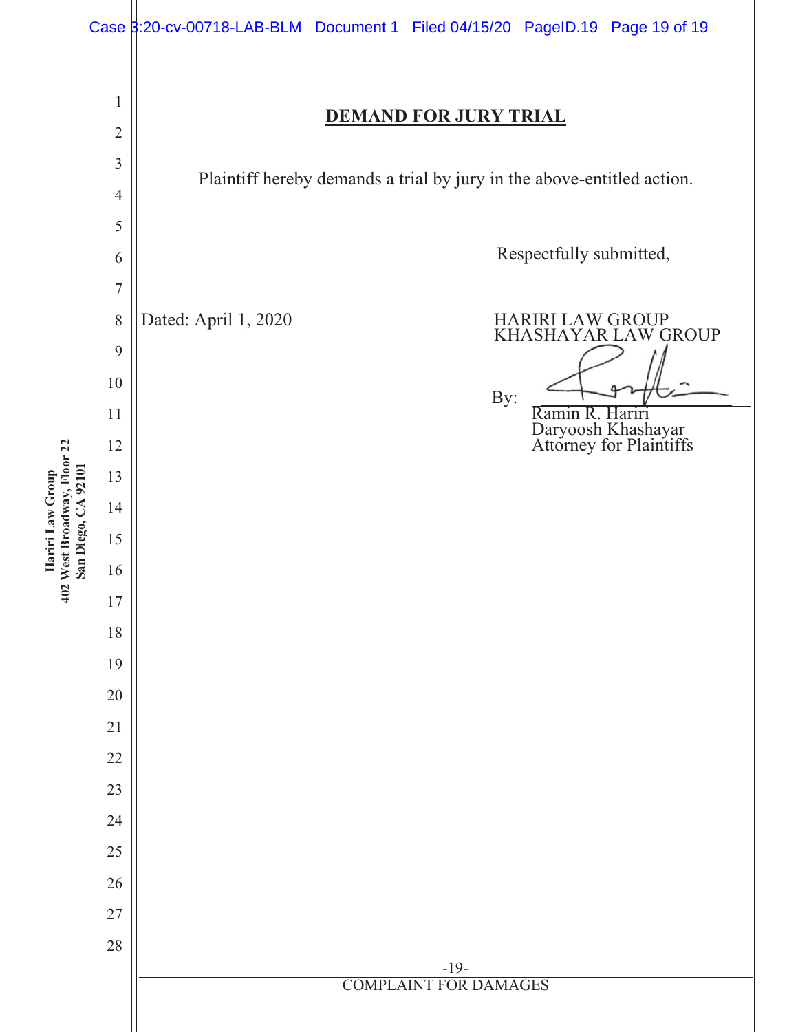## DEMAND FOR JURY TRIAL

Plaintiff hereby demands a trial by jury in the above-entitled action.

Respectfully submitted,

Dated: April 1, 2020

HARIRI LAW GROUP
KHASHAYAR LAW GROUP

By: ______________________
Ramin R. Hariri
Daryoosh Khashayar
Attorney for Plaintiffs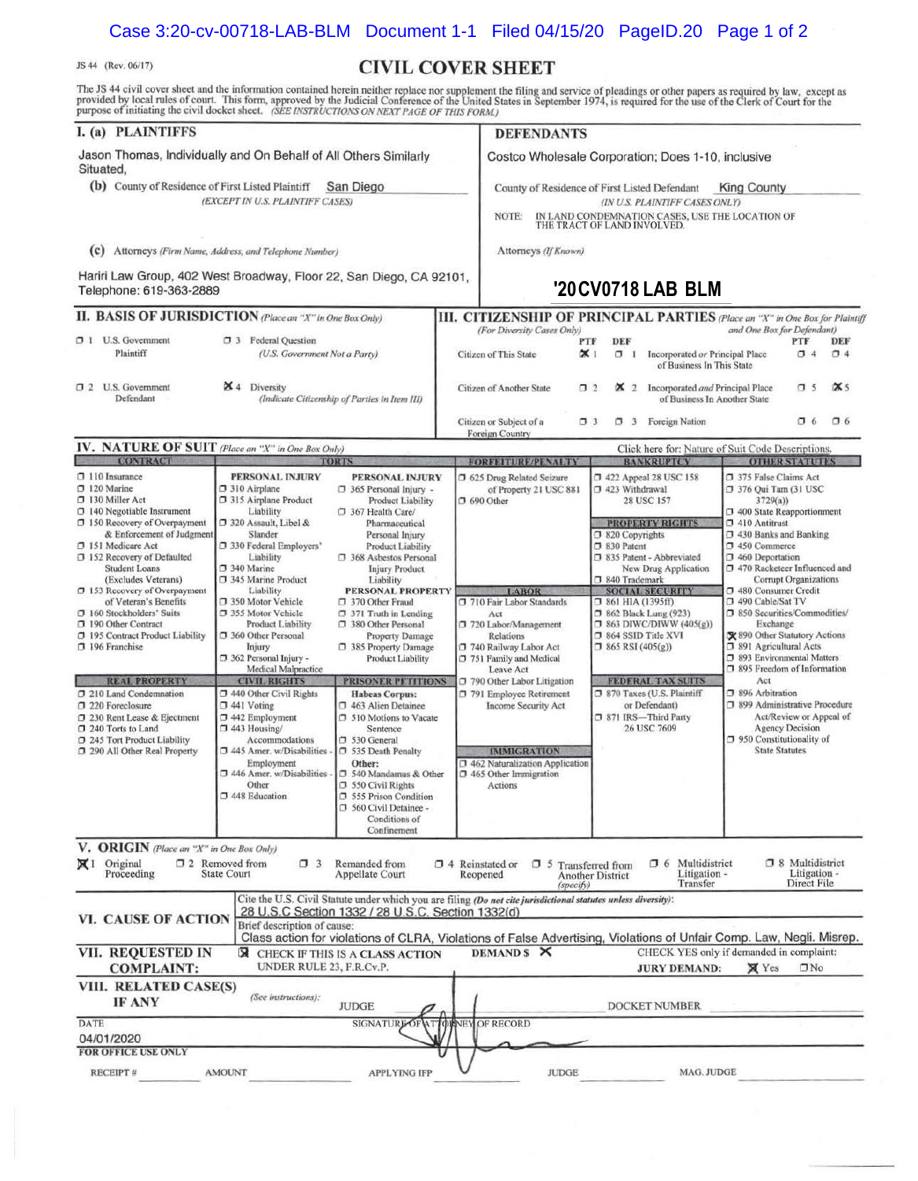JS 44 (Rev. 06/17)

# CIVIL COVER SHEET

The JS 44 civil cover sheet and the information contained herein neither replace nor supplement the filing and service of pleadings or other papers as required by law, except as provided by local rules of court. This form, approved by the Judicial Conference of the United States in September 1974, is required for the use of the Clerk of Court for the purpose of initiating the civil docket sheet. *(SEE INSTRUCTIONS ON NEXT PAGE OF THIS FORM.)*

## I. (a) PLAINTIFFS

Jason Thomas, Individually and On Behalf of All Others Similarly Situated,

**(b)** County of Residence of First Listed Plaintiff: San Diego
*(EXCEPT IN U.S. PLAINTIFF CASES)*

**(c)** Attorneys *(Firm Name, Address, and Telephone Number)*

Hariri Law Group, 402 West Broadway, Floor 22, San Diego, CA 92101, Telephone: 619-363-2889

## DEFENDANTS

Costco Wholesale Corporation; Does 1-10, inclusive

County of Residence of First Listed Defendant: King County
*(IN U.S. PLAINTIFF CASES ONLY)*

NOTE: IN LAND CONDEMNATION CASES, USE THE LOCATION OF THE TRACT OF LAND INVOLVED.

Attorneys *(If Known)*

**'20CV0718 LAB BLM**

## II. BASIS OF JURISDICTION *(Place an "X" in One Box Only)*

- ☐ 1 U.S. Government Plaintiff
- ☐ 3 Federal Question (U.S. Government Not a Party)
- ☐ 2 U.S. Government Defendant
- ☒ 4 Diversity (Indicate Citizenship of Parties in Item III)

## III. CITIZENSHIP OF PRINCIPAL PARTIES *(Place an "X" in One Box for Plaintiff and One Box for Defendant)* (For Diversity Cases Only)

| | PTF | DEF | | PTF | DEF |
|---|---|---|---|---|---|
| Citizen of This State | ☒ 1 | ☐ 1 | Incorporated *or* Principal Place of Business In This State | ☐ 4 | ☐ 4 |
| Citizen of Another State | ☐ 2 | ☒ 2 | Incorporated *and* Principal Place of Business In Another State | ☐ 5 | ☒ 5 |
| Citizen or Subject of a Foreign Country | ☐ 3 | ☐ 3 | Foreign Nation | ☐ 6 | ☐ 6 |

## IV. NATURE OF SUIT *(Place an "X" in One Box Only)*

Click here for: Nature of Suit Code Descriptions.

**CONTRACT**
- ☐ 110 Insurance
- ☐ 120 Marine
- ☐ 130 Miller Act
- ☐ 140 Negotiable Instrument
- ☐ 150 Recovery of Overpayment & Enforcement of Judgment
- ☐ 151 Medicare Act
- ☐ 152 Recovery of Defaulted Student Loans (Excludes Veterans)
- ☐ 153 Recovery of Overpayment of Veteran's Benefits
- ☐ 160 Stockholders' Suits
- ☐ 190 Other Contract
- ☐ 195 Contract Product Liability
- ☐ 196 Franchise

**REAL PROPERTY**
- ☐ 210 Land Condemnation
- ☐ 220 Foreclosure
- ☐ 230 Rent Lease & Ejectment
- ☐ 240 Torts to Land
- ☐ 245 Tort Product Liability
- ☐ 290 All Other Real Property

**TORTS**

PERSONAL INJURY
- ☐ 310 Airplane
- ☐ 315 Airplane Product Liability
- ☐ 320 Assault, Libel & Slander
- ☐ 330 Federal Employers' Liability
- ☐ 340 Marine
- ☐ 345 Marine Product Liability
- ☐ 350 Motor Vehicle
- ☐ 355 Motor Vehicle Product Liability
- ☐ 360 Other Personal Injury
- ☐ 362 Personal Injury - Medical Malpractice

PERSONAL INJURY
- ☐ 365 Personal Injury - Product Liability
- ☐ 367 Health Care/ Pharmaceutical Personal Injury Product Liability
- ☐ 368 Asbestos Personal Injury Product Liability

PERSONAL PROPERTY
- ☐ 370 Other Fraud
- ☐ 371 Truth in Lending
- ☐ 380 Other Personal Property Damage
- ☐ 385 Property Damage Product Liability

**CIVIL RIGHTS**
- ☐ 440 Other Civil Rights
- ☐ 441 Voting
- ☐ 442 Employment
- ☐ 443 Housing/ Accommodations
- ☐ 445 Amer. w/Disabilities - Employment
- ☐ 446 Amer. w/Disabilities - Other
- ☐ 448 Education

**PRISONER PETITIONS**

Habeas Corpus:
- ☐ 463 Alien Detainee
- ☐ 510 Motions to Vacate Sentence
- ☐ 530 General
- ☐ 535 Death Penalty

Other:
- ☐ 540 Mandamus & Other
- ☐ 550 Civil Rights
- ☐ 555 Prison Condition
- ☐ 560 Civil Detainee - Conditions of Confinement

**FORFEITURE/PENALTY**
- ☐ 625 Drug Related Seizure of Property 21 USC 881
- ☐ 690 Other

**LABOR**
- ☐ 710 Fair Labor Standards Act
- ☐ 720 Labor/Management Relations
- ☐ 740 Railway Labor Act
- ☐ 751 Family and Medical Leave Act
- ☐ 790 Other Labor Litigation
- ☐ 791 Employee Retirement Income Security Act

**IMMIGRATION**
- ☐ 462 Naturalization Application
- ☐ 465 Other Immigration Actions

**BANKRUPTCY**
- ☐ 422 Appeal 28 USC 158
- ☐ 423 Withdrawal 28 USC 157

**PROPERTY RIGHTS**
- ☐ 820 Copyrights
- ☐ 830 Patent
- ☐ 835 Patent - Abbreviated New Drug Application
- ☐ 840 Trademark

**SOCIAL SECURITY**
- ☐ 861 HIA (1395ff)
- ☐ 862 Black Lung (923)
- ☐ 863 DIWC/DIWW (405(g))
- ☐ 864 SSID Title XVI
- ☐ 865 RSI (405(g))

**FEDERAL TAX SUITS**
- ☐ 870 Taxes (U.S. Plaintiff or Defendant)
- ☐ 871 IRS—Third Party 26 USC 7609

**OTHER STATUTES**
- ☐ 375 False Claims Act
- ☐ 376 Qui Tam (31 USC 3729(a))
- ☐ 400 State Reapportionment
- ☐ 410 Antitrust
- ☐ 430 Banks and Banking
- ☐ 450 Commerce
- ☐ 460 Deportation
- ☐ 470 Racketeer Influenced and Corrupt Organizations
- ☐ 480 Consumer Credit
- ☐ 490 Cable/Sat TV
- ☐ 850 Securities/Commodities/ Exchange
- ☒ 890 Other Statutory Actions
- ☐ 891 Agricultural Acts
- ☐ 893 Environmental Matters
- ☐ 895 Freedom of Information Act
- ☐ 896 Arbitration
- ☐ 899 Administrative Procedure Act/Review or Appeal of Agency Decision
- ☐ 950 Constitutionality of State Statutes

## V. ORIGIN *(Place an "X" in One Box Only)*

- ☒ 1 Original Proceeding
- ☐ 2 Removed from State Court
- ☐ 3 Remanded from Appellate Court
- ☐ 4 Reinstated or Reopened
- ☐ 5 Transferred from Another District *(specify)*
- ☐ 6 Multidistrict Litigation - Transfer
- ☐ 8 Multidistrict Litigation - Direct File

## VI. CAUSE OF ACTION

Cite the U.S. Civil Statute under which you are filing *(Do not cite jurisdictional statutes unless diversity)*:
28 U.S.C Section 1332 / 28 U.S.C. Section 1332(d)

Brief description of cause:
Class action for violations of CLRA, Violations of False Advertising, Violations of Unfair Comp. Law, Negli. Misrep.

## VII. REQUESTED IN COMPLAINT:

☒ CHECK IF THIS IS A CLASS ACTION UNDER RULE 23, F.R.Cv.P.

DEMAND $ X

CHECK YES only if demanded in complaint: JURY DEMAND: ☒ Yes ☐ No

## VIII. RELATED CASE(S) IF ANY

*(See instructions):* JUDGE DOCKET NUMBER

DATE: 04/01/2020

SIGNATURE OF ATTORNEY OF RECORD

FOR OFFICE USE ONLY

RECEIPT # AMOUNT APPLYING IFP JUDGE MAG. JUDGE